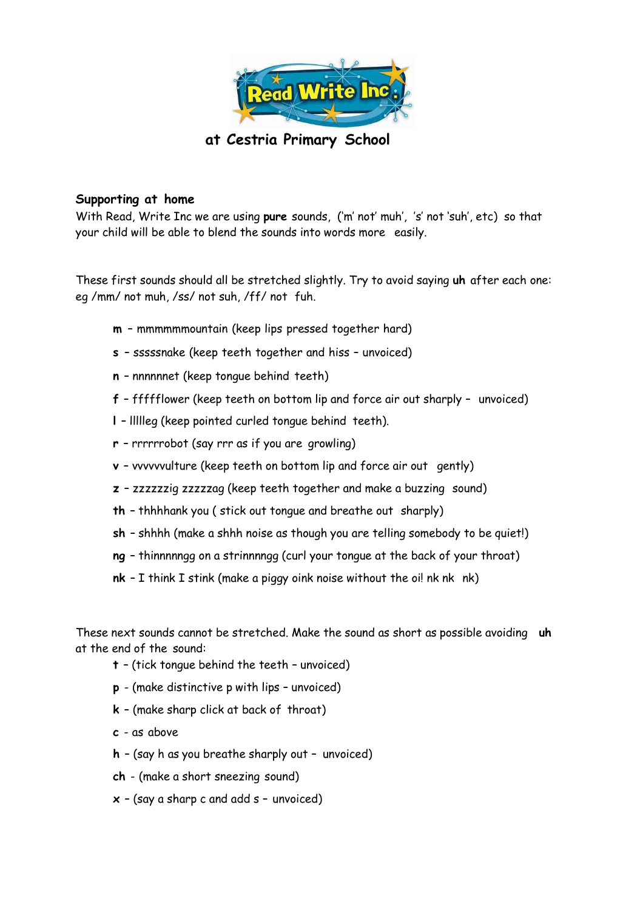# Read Write Inc.

## at Cestria Primary School

### Supporting at home

With Read, Write Inc we are using **pure** sounds, ('m' not' muh', 's' not 'suh', etc) so that your child will be able to blend the sounds into words more easily.

These first sounds should all be stretched slightly. Try to avoid saying **uh** after each one: eg /mm/ not muh, /ss/ not suh, /ff/ not fuh.

- **m** – mmmmmmountain (keep lips pressed together hard)
- **s** – sssssnake (keep teeth together and hiss – unvoiced)
- **n** – nnnnnnet (keep tongue behind teeth)
- **f** – ffffflower (keep teeth on bottom lip and force air out sharply – unvoiced)
- **l** – llllleg (keep pointed curled tongue behind teeth).
- **r** – rrrrrrobot (say rrr as if you are growling)
- **v** – vvvvvulture (keep teeth on bottom lip and force air out gently)
- **z** – zzzzzzig zzzzzag (keep teeth together and make a buzzing sound)
- **th** – thhhhank you ( stick out tongue and breathe out sharply)
- **sh** – shhhh (make a shhh noise as though you are telling somebody to be quiet!)
- **ng** – thinnnnngg on a strinnnngg (curl your tongue at the back of your throat)
- **nk** – I think I stink (make a piggy oink noise without the oi! nk nk nk)

These next sounds cannot be stretched. Make the sound as short as possible avoiding **uh** at the end of the sound:

- **t** – (tick tongue behind the teeth – unvoiced)
- **p** - (make distinctive p with lips – unvoiced)
- **k** – (make sharp click at back of throat)
- **c** - as above
- **h** – (say h as you breathe sharply out – unvoiced)
- **ch** - (make a short sneezing sound)
- **x** – (say a sharp c and add s – unvoiced)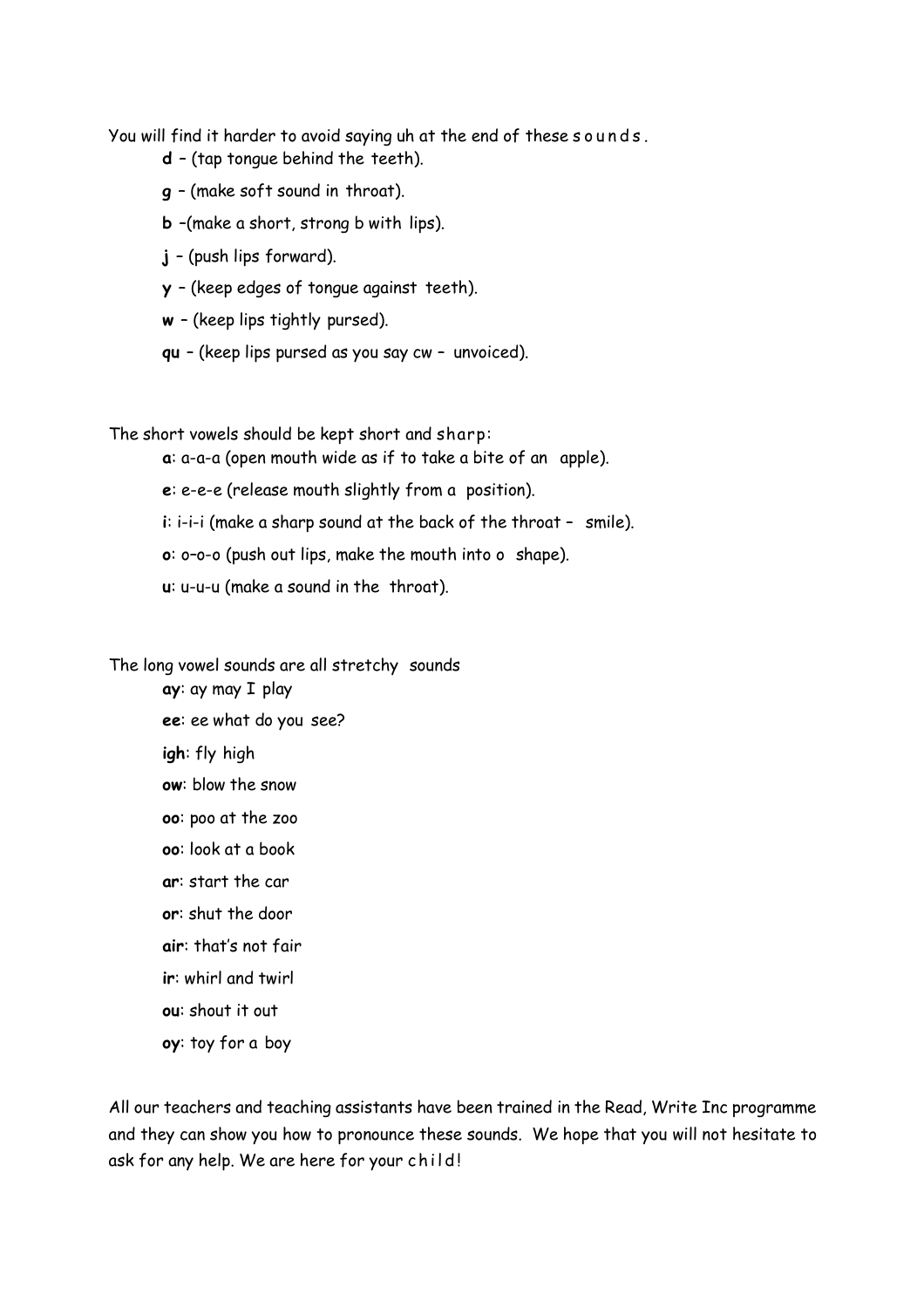You will find it harder to avoid saying uh at the end of these sounds.

- **d** – (tap tongue behind the teeth).
- **g** – (make soft sound in throat).
- **b** –(make a short, strong b with lips).
- **j** – (push lips forward).
- **y** – (keep edges of tongue against teeth).
- **w** – (keep lips tightly pursed).
- **qu** – (keep lips pursed as you say cw – unvoiced).

The short vowels should be kept short and sharp:

- **a**: a-a-a (open mouth wide as if to take a bite of an apple).
- **e**: e-e-e (release mouth slightly from a position).
- **i**: i-i-i (make a sharp sound at the back of the throat – smile).
- **o**: o–o-o (push out lips, make the mouth into o shape).
- **u**: u-u-u (make a sound in the throat).

The long vowel sounds are all stretchy sounds

- **ay**: ay may I play
- **ee**: ee what do you see?
- **igh**: fly high
- **ow**: blow the snow
- **oo**: poo at the zoo
- **oo**: look at a book
- **ar**: start the car
- **or**: shut the door
- **air**: that's not fair
- **ir**: whirl and twirl
- **ou**: shout it out
- **oy**: toy for a boy

All our teachers and teaching assistants have been trained in the Read, Write Inc programme and they can show you how to pronounce these sounds. We hope that you will not hesitate to ask for any help. We are here for your child!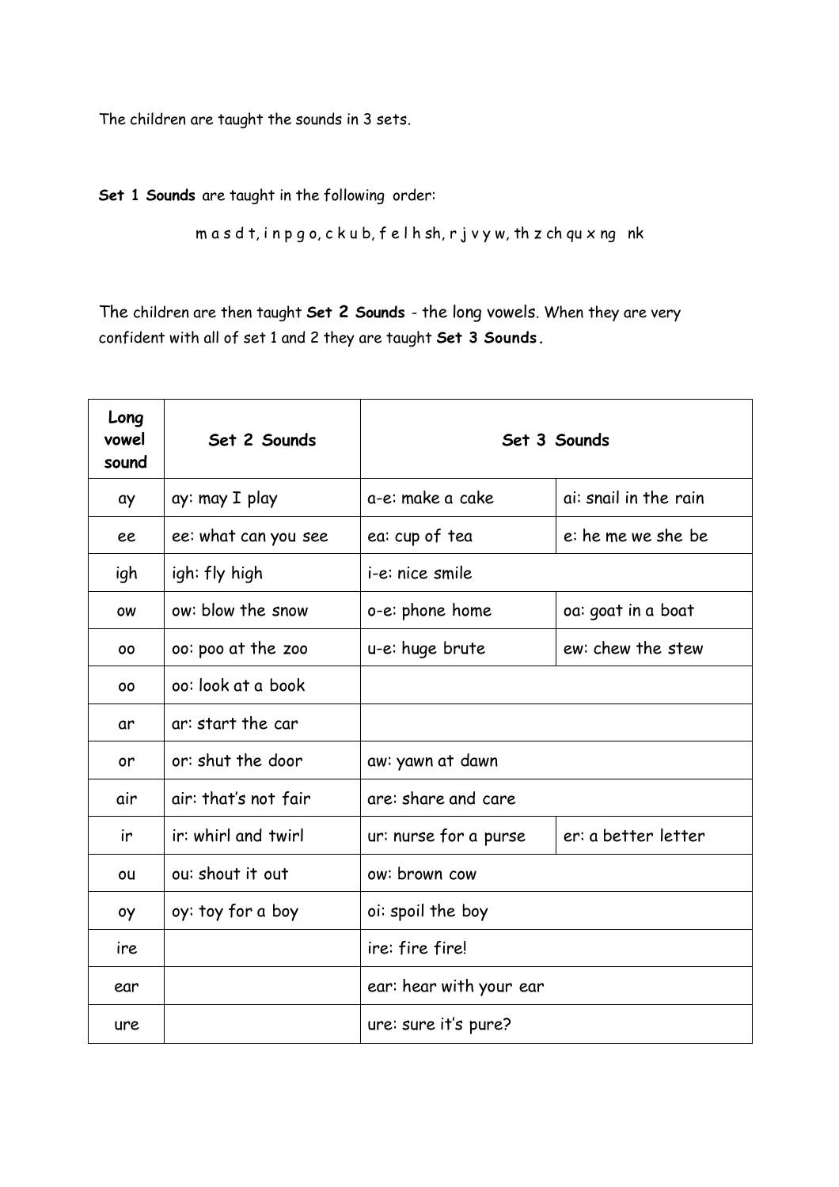The children are taught the sounds in 3 sets.

**Set 1 Sounds** are taught in the following order:

m a s d t, i n p g o, c k u b, f e l h sh, r j v y w, th z ch qu x ng nk

The children are then taught **Set 2 Sounds** - the long vowels. When they are very confident with all of set 1 and 2 they are taught **Set 3 Sounds.**

| **Long vowel sound** | **Set 2 Sounds** | **Set 3 Sounds** | |
|---|---|---|---|
| ay | ay: may I play | a-e: make a cake | ai: snail in the rain |
| ee | ee: what can you see | ea: cup of tea | e: he me we she be |
| igh | igh: fly high | i-e: nice smile | |
| ow | ow: blow the snow | o-e: phone home | oa: goat in a boat |
| oo | oo: poo at the zoo | u-e: huge brute | ew: chew the stew |
| oo | oo: look at a book | | |
| ar | ar: start the car | | |
| or | or: shut the door | aw: yawn at dawn | |
| air | air: that's not fair | are: share and care | |
| ir | ir: whirl and twirl | ur: nurse for a purse | er: a better letter |
| ou | ou: shout it out | ow: brown cow | |
| oy | oy: toy for a boy | oi: spoil the boy | |
| ire | | ire: fire fire! | |
| ear | | ear: hear with your ear | |
| ure | | ure: sure it's pure? | |